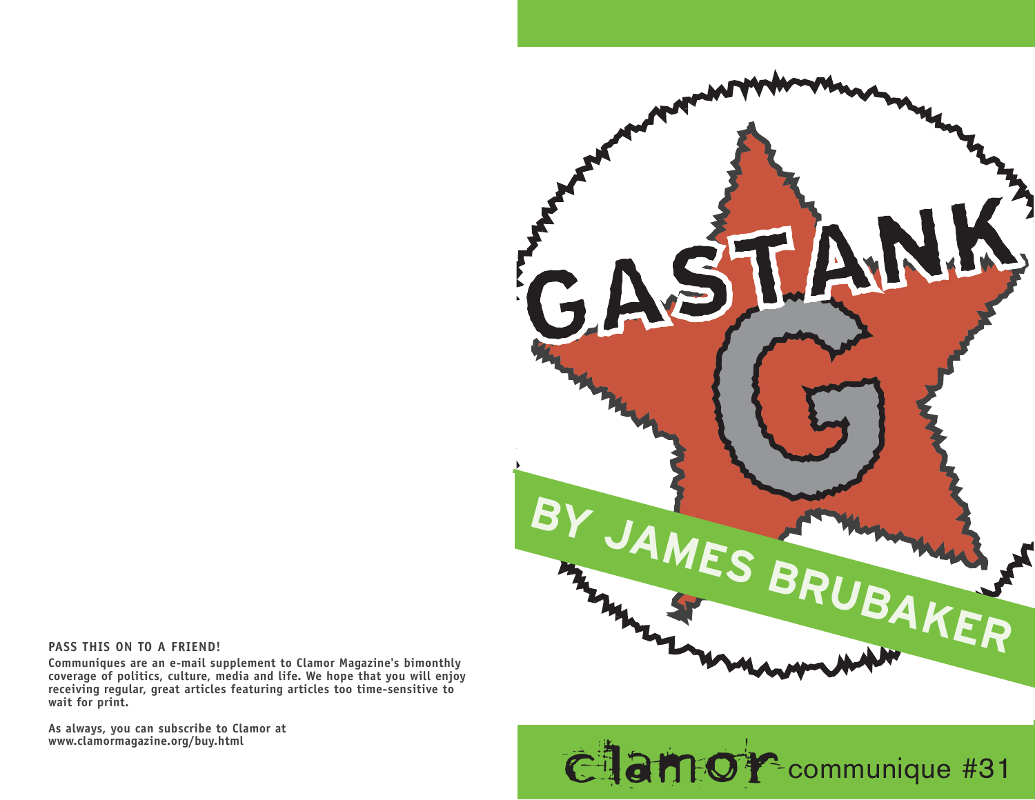**PASS THIS ON TO A FRIEND!**

**Communiques are an e-mail supplement to Clamor Magazine's bimonthly coverage of politics, culture, media and life. We hope that you will enjoy receiving regular, great articles featuring articles too time-sensitive to wait for print.**

**As always, you can subscribe to Clamor at www.clamormagazine.org/buy.html**

# GASTANK G

## BY JAMES BRUBAKER

clamor communique #31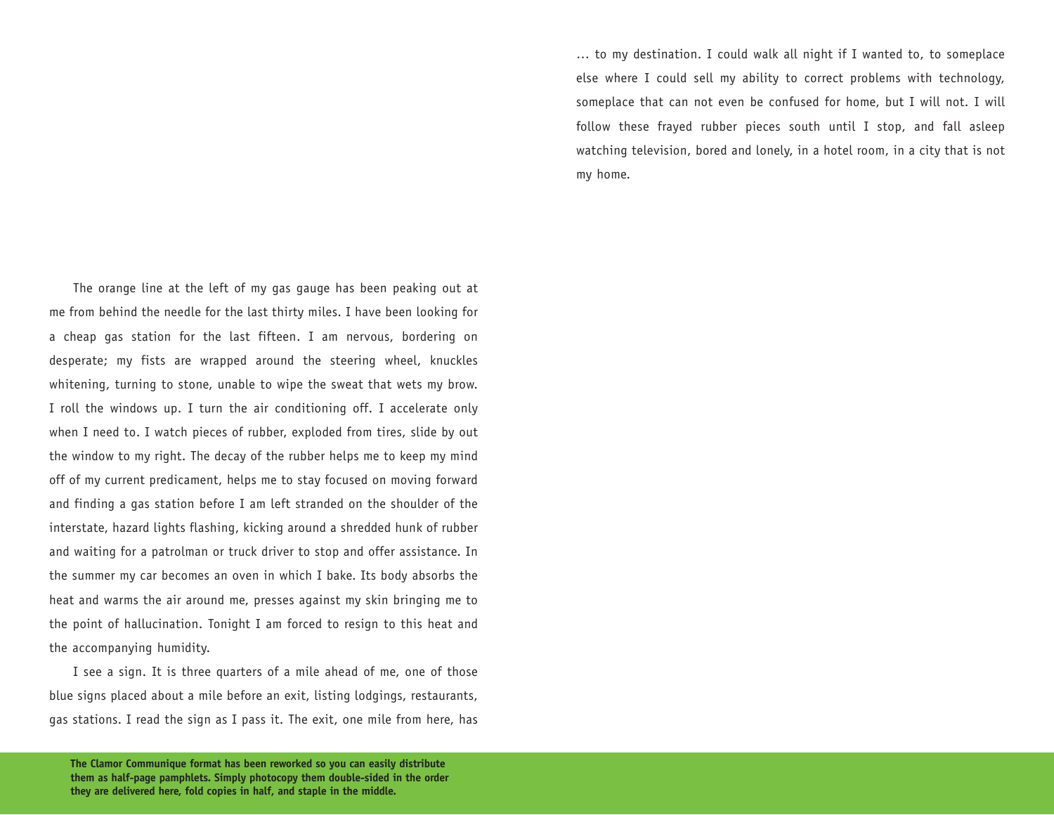The orange line at the left of my gas gauge has been peaking out at me from behind the needle for the last thirty miles. I have been looking for a cheap gas station for the last fifteen. I am nervous, bordering on desperate; my fists are wrapped around the steering wheel, knuckles whitening, turning to stone, unable to wipe the sweat that wets my brow. I roll the windows up. I turn the air conditioning off. I accelerate only when I need to. I watch pieces of rubber, exploded from tires, slide by out the window to my right. The decay of the rubber helps me to keep my mind off of my current predicament, helps me to stay focused on moving forward and finding a gas station before I am left stranded on the shoulder of the interstate, hazard lights flashing, kicking around a shredded hunk of rubber and waiting for a patrolman or truck driver to stop and offer assistance. In the summer my car becomes an oven in which I bake. Its body absorbs the heat and warms the air around me, presses against my skin bringing me to the point of hallucination. Tonight I am forced to resign to this heat and the accompanying humidity.

I see a sign. It is three quarters of a mile ahead of me, one of those blue signs placed about a mile before an exit, listing lodgings, restaurants, gas stations. I read the sign as I pass it. The exit, one mile from here, has

… to my destination. I could walk all night if I wanted to, to someplace else where I could sell my ability to correct problems with technology, someplace that can not even be confused for home, but I will not. I will follow these frayed rubber pieces south until I stop, and fall asleep watching television, bored and lonely, in a hotel room, in a city that is not my home.

**The Clamor Communique format has been reworked so you can easily distribute them as half-page pamphlets. Simply photocopy them double-sided in the order they are delivered here, fold copies in half, and staple in the middle.**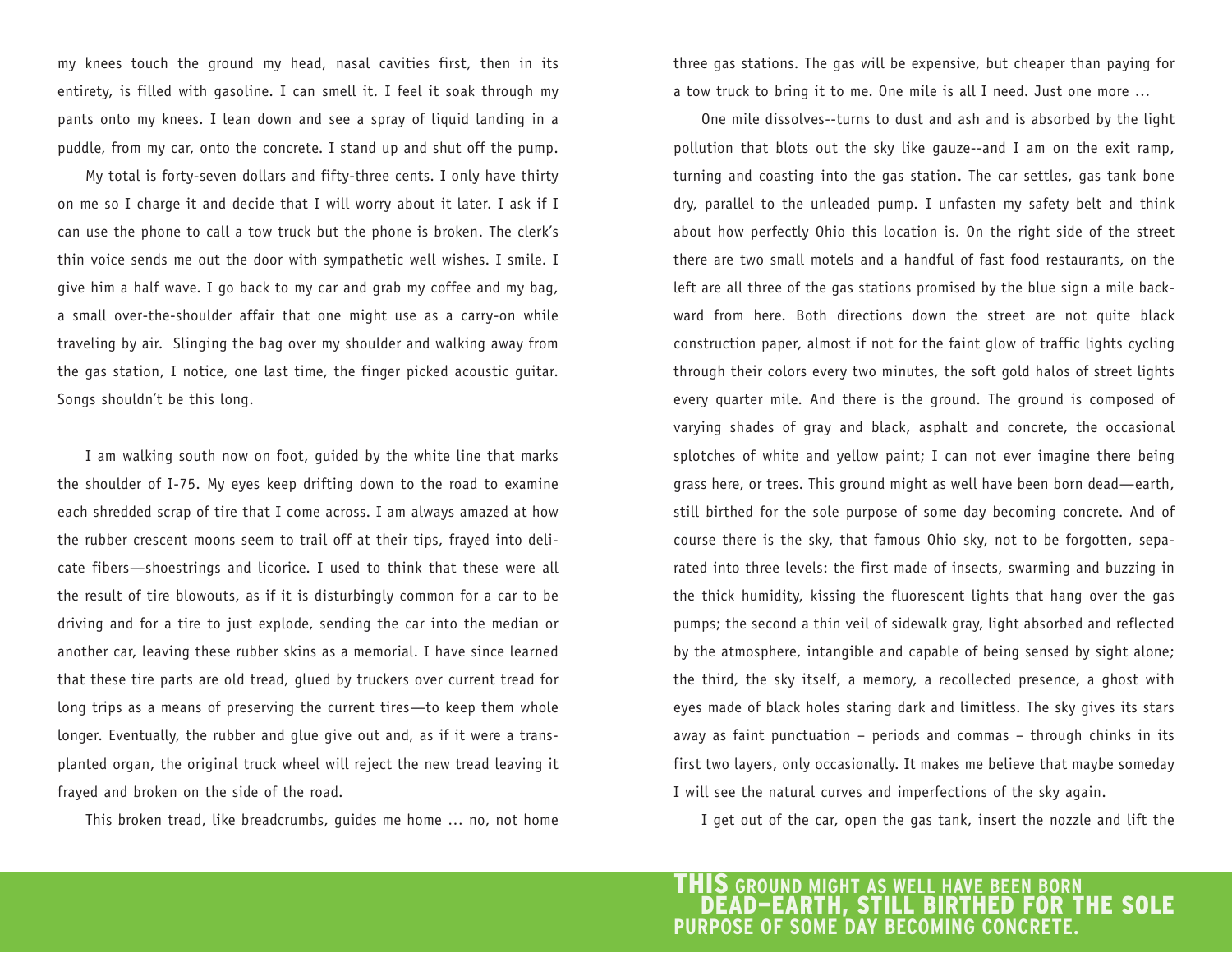my knees touch the ground my head, nasal cavities first, then in its entirety, is filled with gasoline. I can smell it. I feel it soak through my pants onto my knees. I lean down and see a spray of liquid landing in a puddle, from my car, onto the concrete. I stand up and shut off the pump.

My total is forty-seven dollars and fifty-three cents. I only have thirty on me so I charge it and decide that I will worry about it later. I ask if I can use the phone to call a tow truck but the phone is broken. The clerk's thin voice sends me out the door with sympathetic well wishes. I smile. I give him a half wave. I go back to my car and grab my coffee and my bag, a small over-the-shoulder affair that one might use as a carry-on while traveling by air. Slinging the bag over my shoulder and walking away from the gas station, I notice, one last time, the finger picked acoustic guitar. Songs shouldn't be this long.

I am walking south now on foot, guided by the white line that marks the shoulder of I-75. My eyes keep drifting down to the road to examine each shredded scrap of tire that I come across. I am always amazed at how the rubber crescent moons seem to trail off at their tips, frayed into delicate fibers—shoestrings and licorice. I used to think that these were all the result of tire blowouts, as if it is disturbingly common for a car to be driving and for a tire to just explode, sending the car into the median or another car, leaving these rubber skins as a memorial. I have since learned that these tire parts are old tread, glued by truckers over current tread for long trips as a means of preserving the current tires—to keep them whole longer. Eventually, the rubber and glue give out and, as if it were a transplanted organ, the original truck wheel will reject the new tread leaving it frayed and broken on the side of the road.

This broken tread, like breadcrumbs, guides me home … no, not home three gas stations. The gas will be expensive, but cheaper than paying for a tow truck to bring it to me. One mile is all I need. Just one more …

One mile dissolves--turns to dust and ash and is absorbed by the light pollution that blots out the sky like gauze--and I am on the exit ramp, turning and coasting into the gas station. The car settles, gas tank bone dry, parallel to the unleaded pump. I unfasten my safety belt and think about how perfectly Ohio this location is. On the right side of the street there are two small motels and a handful of fast food restaurants, on the left are all three of the gas stations promised by the blue sign a mile backward from here. Both directions down the street are not quite black construction paper, almost if not for the faint glow of traffic lights cycling through their colors every two minutes, the soft gold halos of street lights every quarter mile. And there is the ground. The ground is composed of varying shades of gray and black, asphalt and concrete, the occasional splotches of white and yellow paint; I can not ever imagine there being grass here, or trees. This ground might as well have been born dead—earth, still birthed for the sole purpose of some day becoming concrete. And of course there is the sky, that famous Ohio sky, not to be forgotten, separated into three levels: the first made of insects, swarming and buzzing in the thick humidity, kissing the fluorescent lights that hang over the gas pumps; the second a thin veil of sidewalk gray, light absorbed and reflected by the atmosphere, intangible and capable of being sensed by sight alone; the third, the sky itself, a memory, a recollected presence, a ghost with eyes made of black holes staring dark and limitless. The sky gives its stars away as faint punctuation – periods and commas – through chinks in its first two layers, only occasionally. It makes me believe that maybe someday I will see the natural curves and imperfections of the sky again.

I get out of the car, open the gas tank, insert the nozzle and lift the

**THIS GROUND MIGHT AS WELL HAVE BEEN BORN DEAD—EARTH, STILL BIRTHED FOR THE SOLE PURPOSE OF SOME DAY BECOMING CONCRETE.**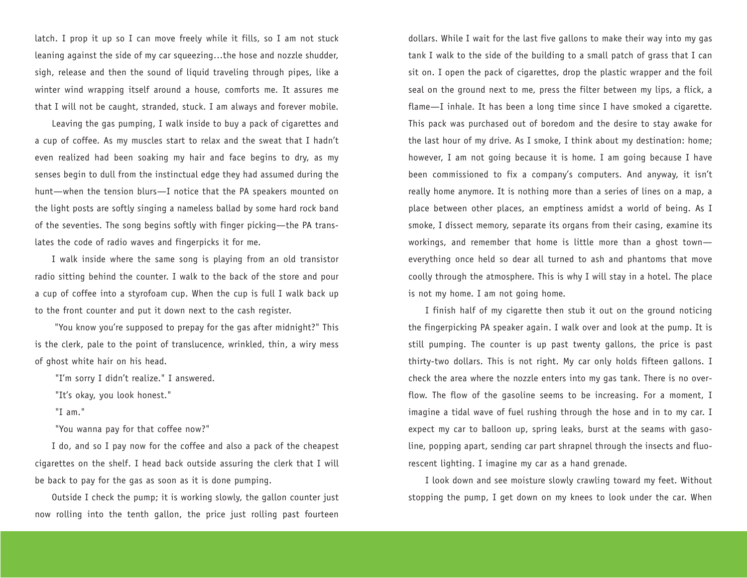latch. I prop it up so I can move freely while it fills, so I am not stuck leaning against the side of my car squeezing…the hose and nozzle shudder, sigh, release and then the sound of liquid traveling through pipes, like a winter wind wrapping itself around a house, comforts me. It assures me that I will not be caught, stranded, stuck. I am always and forever mobile.

Leaving the gas pumping, I walk inside to buy a pack of cigarettes and a cup of coffee. As my muscles start to relax and the sweat that I hadn't even realized had been soaking my hair and face begins to dry, as my senses begin to dull from the instinctual edge they had assumed during the hunt—when the tension blurs—I notice that the PA speakers mounted on the light posts are softly singing a nameless ballad by some hard rock band of the seventies. The song begins softly with finger picking—the PA translates the code of radio waves and fingerpicks it for me.

I walk inside where the same song is playing from an old transistor radio sitting behind the counter. I walk to the back of the store and pour a cup of coffee into a styrofoam cup. When the cup is full I walk back up to the front counter and put it down next to the cash register.

"You know you're supposed to prepay for the gas after midnight?" This is the clerk, pale to the point of translucence, wrinkled, thin, a wiry mess of ghost white hair on his head.

"I'm sorry I didn't realize." I answered.

"It's okay, you look honest."

"I am."

"You wanna pay for that coffee now?"

I do, and so I pay now for the coffee and also a pack of the cheapest cigarettes on the shelf. I head back outside assuring the clerk that I will be back to pay for the gas as soon as it is done pumping.

Outside I check the pump; it is working slowly, the gallon counter just now rolling into the tenth gallon, the price just rolling past fourteen dollars. While I wait for the last five gallons to make their way into my gas tank I walk to the side of the building to a small patch of grass that I can sit on. I open the pack of cigarettes, drop the plastic wrapper and the foil seal on the ground next to me, press the filter between my lips, a flick, a flame—I inhale. It has been a long time since I have smoked a cigarette. This pack was purchased out of boredom and the desire to stay awake for the last hour of my drive. As I smoke, I think about my destination: home; however, I am not going because it is home. I am going because I have been commissioned to fix a company's computers. And anyway, it isn't really home anymore. It is nothing more than a series of lines on a map, a place between other places, an emptiness amidst a world of being. As I smoke, I dissect memory, separate its organs from their casing, examine its workings, and remember that home is little more than a ghost town—everything once held so dear all turned to ash and phantoms that move coolly through the atmosphere. This is why I will stay in a hotel. The place is not my home. I am not going home.

I finish half of my cigarette then stub it out on the ground noticing the fingerpicking PA speaker again. I walk over and look at the pump. It is still pumping. The counter is up past twenty gallons, the price is past thirty-two dollars. This is not right. My car only holds fifteen gallons. I check the area where the nozzle enters into my gas tank. There is no overflow. The flow of the gasoline seems to be increasing. For a moment, I imagine a tidal wave of fuel rushing through the hose and in to my car. I expect my car to balloon up, spring leaks, burst at the seams with gasoline, popping apart, sending car part shrapnel through the insects and fluorescent lighting. I imagine my car as a hand grenade.

I look down and see moisture slowly crawling toward my feet. Without stopping the pump, I get down on my knees to look under the car. When